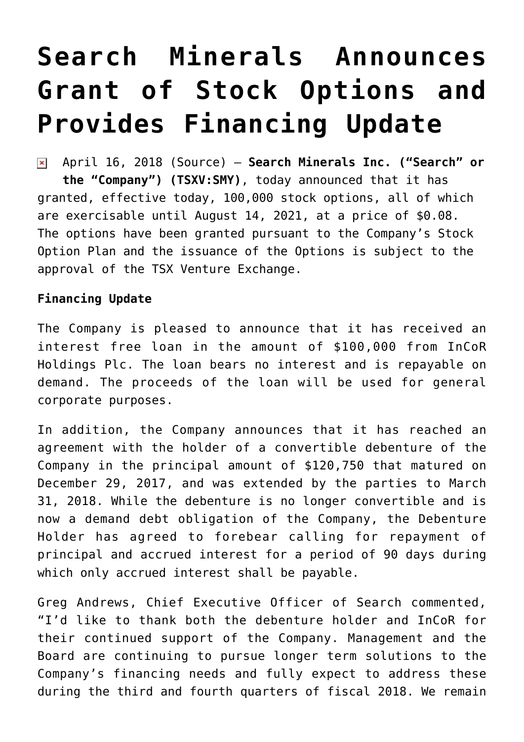# Search Minerals Announces Grant of Stock Options and Provides Financing Update

April 16, 2018 (Source) — **Search Minerals Inc. ("Search" or the "Company") (TSXV:SMY)**, today announced that it has granted, effective today, 100,000 stock options, all of which are exercisable until August 14, 2021, at a price of $0.08. The options have been granted pursuant to the Company's Stock Option Plan and the issuance of the Options is subject to the approval of the TSX Venture Exchange.

**Financing Update**

The Company is pleased to announce that it has received an interest free loan in the amount of $100,000 from InCoR Holdings Plc. The loan bears no interest and is repayable on demand. The proceeds of the loan will be used for general corporate purposes.

In addition, the Company announces that it has reached an agreement with the holder of a convertible debenture of the Company in the principal amount of $120,750 that matured on December 29, 2017, and was extended by the parties to March 31, 2018. While the debenture is no longer convertible and is now a demand debt obligation of the Company, the Debenture Holder has agreed to forebear calling for repayment of principal and accrued interest for a period of 90 days during which only accrued interest shall be payable.

Greg Andrews, Chief Executive Officer of Search commented, "I'd like to thank both the debenture holder and InCoR for their continued support of the Company. Management and the Board are continuing to pursue longer term solutions to the Company's financing needs and fully expect to address these during the third and fourth quarters of fiscal 2018. We remain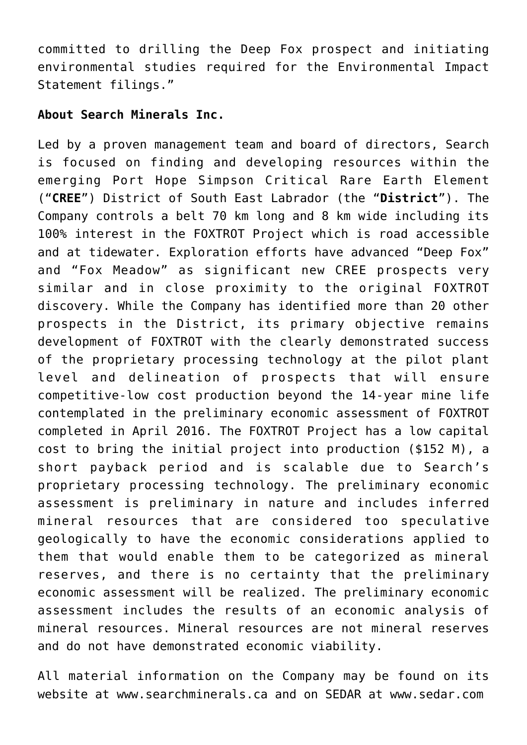committed to drilling the Deep Fox prospect and initiating environmental studies required for the Environmental Impact Statement filings."

**About Search Minerals Inc.**

Led by a proven management team and board of directors, Search is focused on finding and developing resources within the emerging Port Hope Simpson Critical Rare Earth Element ("**CREE**") District of South East Labrador (the "**District**"). The Company controls a belt 70 km long and 8 km wide including its 100% interest in the FOXTROT Project which is road accessible and at tidewater. Exploration efforts have advanced "Deep Fox" and "Fox Meadow" as significant new CREE prospects very similar and in close proximity to the original FOXTROT discovery. While the Company has identified more than 20 other prospects in the District, its primary objective remains development of FOXTROT with the clearly demonstrated success of the proprietary processing technology at the pilot plant level and delineation of prospects that will ensure competitive-low cost production beyond the 14-year mine life contemplated in the preliminary economic assessment of FOXTROT completed in April 2016. The FOXTROT Project has a low capital cost to bring the initial project into production ($152 M), a short payback period and is scalable due to Search's proprietary processing technology. The preliminary economic assessment is preliminary in nature and includes inferred mineral resources that are considered too speculative geologically to have the economic considerations applied to them that would enable them to be categorized as mineral reserves, and there is no certainty that the preliminary economic assessment will be realized. The preliminary economic assessment includes the results of an economic analysis of mineral resources. Mineral resources are not mineral reserves and do not have demonstrated economic viability.

All material information on the Company may be found on its website at www.searchminerals.ca and on SEDAR at www.sedar.com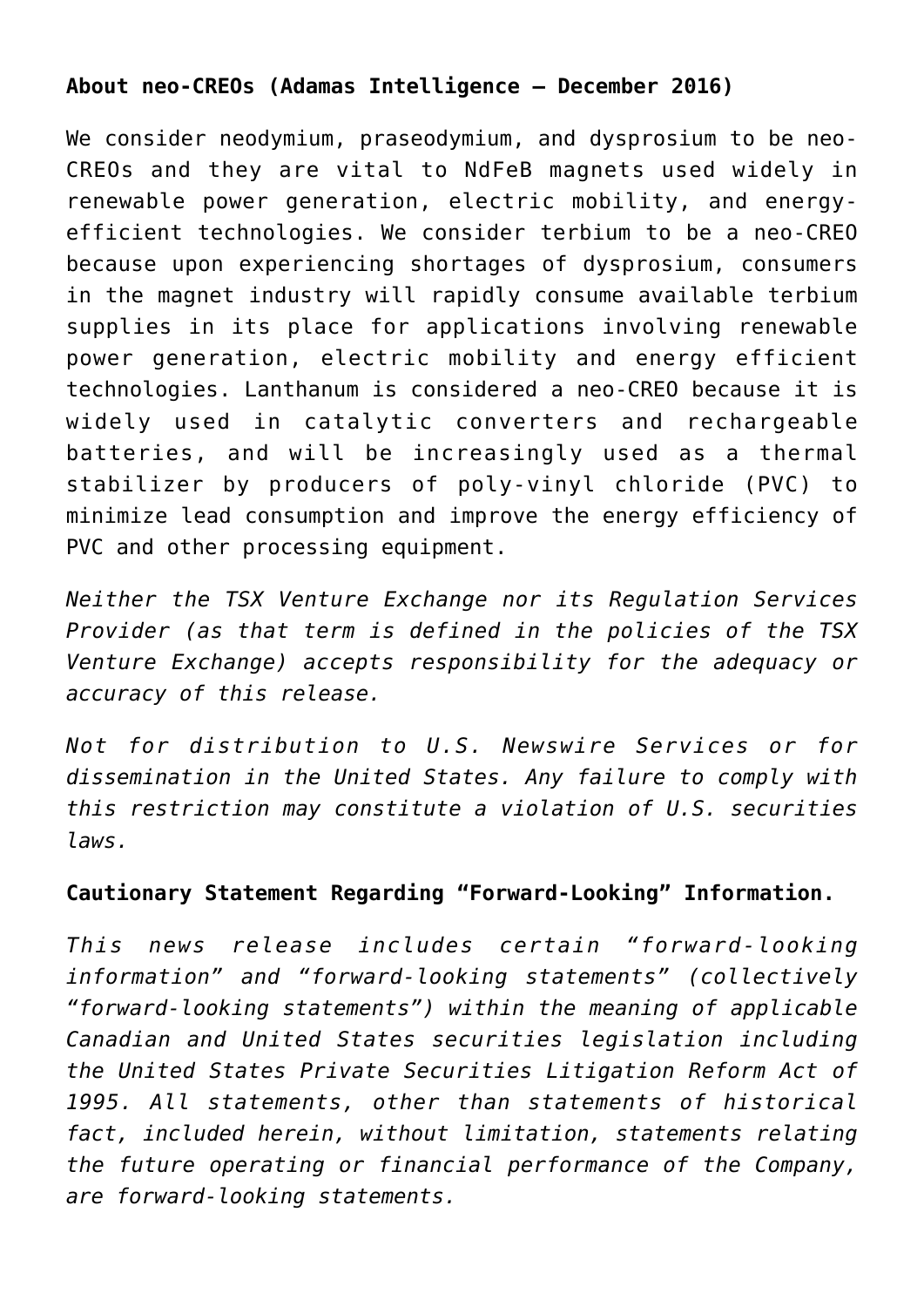**About neo-CREOs (Adamas Intelligence – December 2016)**

We consider neodymium, praseodymium, and dysprosium to be neo-CREOs and they are vital to NdFeB magnets used widely in renewable power generation, electric mobility, and energy-efficient technologies. We consider terbium to be a neo-CREO because upon experiencing shortages of dysprosium, consumers in the magnet industry will rapidly consume available terbium supplies in its place for applications involving renewable power generation, electric mobility and energy efficient technologies. Lanthanum is considered a neo-CREO because it is widely used in catalytic converters and rechargeable batteries, and will be increasingly used as a thermal stabilizer by producers of poly-vinyl chloride (PVC) to minimize lead consumption and improve the energy efficiency of PVC and other processing equipment.

*Neither the TSX Venture Exchange nor its Regulation Services Provider (as that term is defined in the policies of the TSX Venture Exchange) accepts responsibility for the adequacy or accuracy of this release.*

*Not for distribution to U.S. Newswire Services or for dissemination in the United States. Any failure to comply with this restriction may constitute a violation of U.S. securities laws.*

**Cautionary Statement Regarding "Forward-Looking" Information.**

*This news release includes certain "forward-looking information" and "forward-looking statements" (collectively "forward-looking statements") within the meaning of applicable Canadian and United States securities legislation including the United States Private Securities Litigation Reform Act of 1995. All statements, other than statements of historical fact, included herein, without limitation, statements relating the future operating or financial performance of the Company, are forward-looking statements.*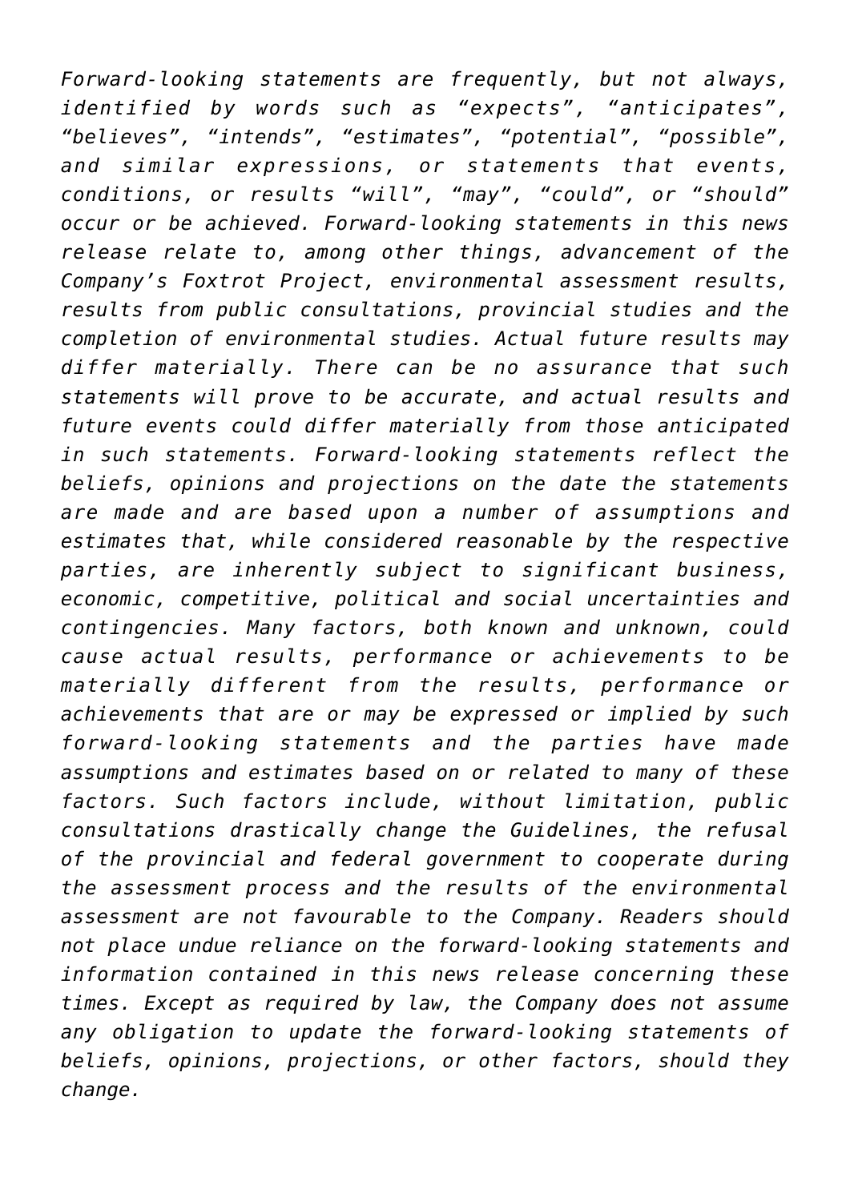*Forward-looking statements are frequently, but not always, identified by words such as “expects”, “anticipates”, “believes”, “intends”, “estimates”, “potential”, “possible”, and similar expressions, or statements that events, conditions, or results “will”, “may”, “could”, or “should” occur or be achieved. Forward-looking statements in this news release relate to, among other things, advancement of the Company’s Foxtrot Project, environmental assessment results, results from public consultations, provincial studies and the completion of environmental studies. Actual future results may differ materially. There can be no assurance that such statements will prove to be accurate, and actual results and future events could differ materially from those anticipated in such statements. Forward-looking statements reflect the beliefs, opinions and projections on the date the statements are made and are based upon a number of assumptions and estimates that, while considered reasonable by the respective parties, are inherently subject to significant business, economic, competitive, political and social uncertainties and contingencies. Many factors, both known and unknown, could cause actual results, performance or achievements to be materially different from the results, performance or achievements that are or may be expressed or implied by such forward-looking statements and the parties have made assumptions and estimates based on or related to many of these factors. Such factors include, without limitation, public consultations drastically change the Guidelines, the refusal of the provincial and federal government to cooperate during the assessment process and the results of the environmental assessment are not favourable to the Company. Readers should not place undue reliance on the forward-looking statements and information contained in this news release concerning these times. Except as required by law, the Company does not assume any obligation to update the forward-looking statements of beliefs, opinions, projections, or other factors, should they change.*